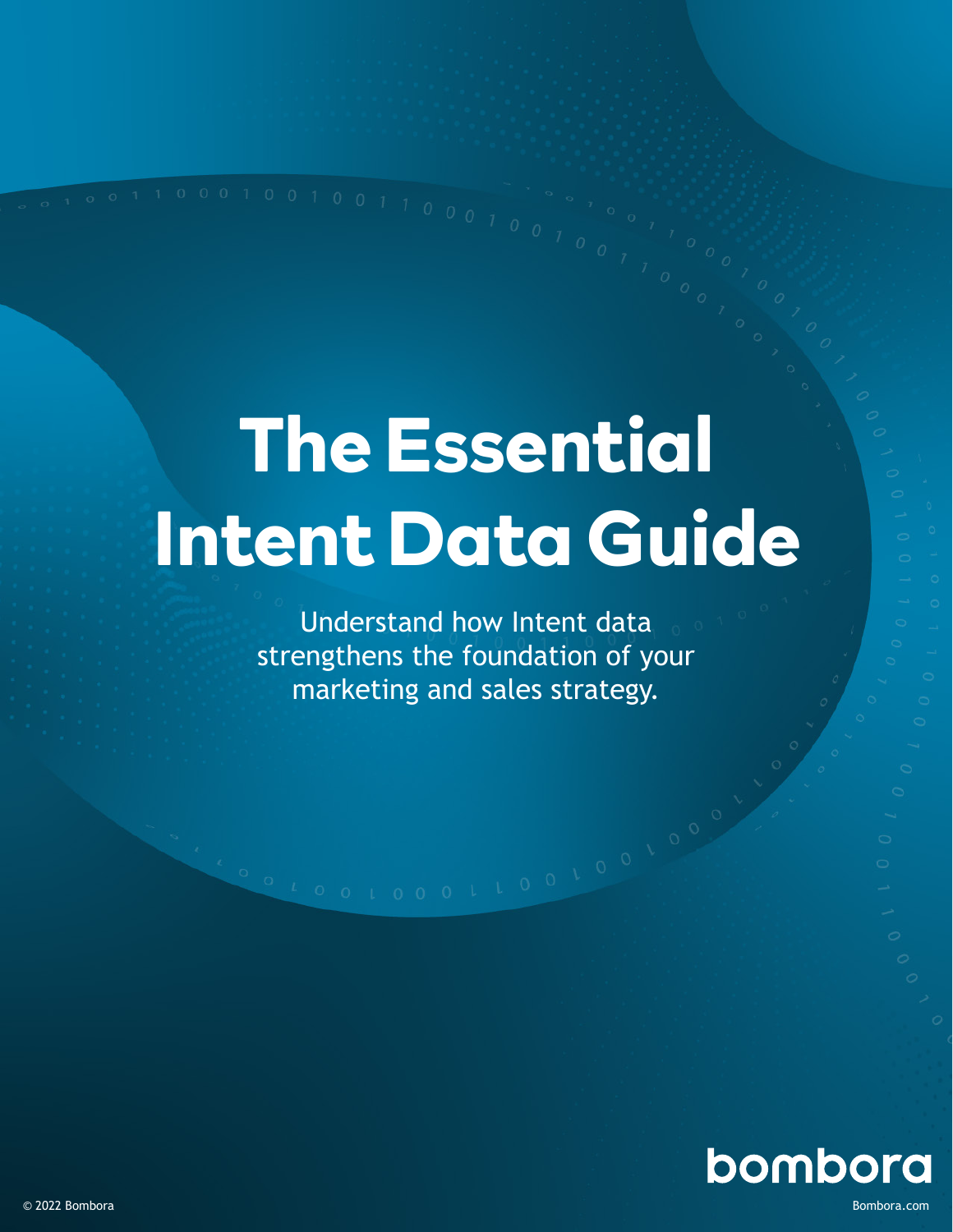# The Essential Intent Data Guide

Understand how Intent data strengthens the foundation of your marketing and sales strategy.

bombora

© 2022 Bombora

Bombora.com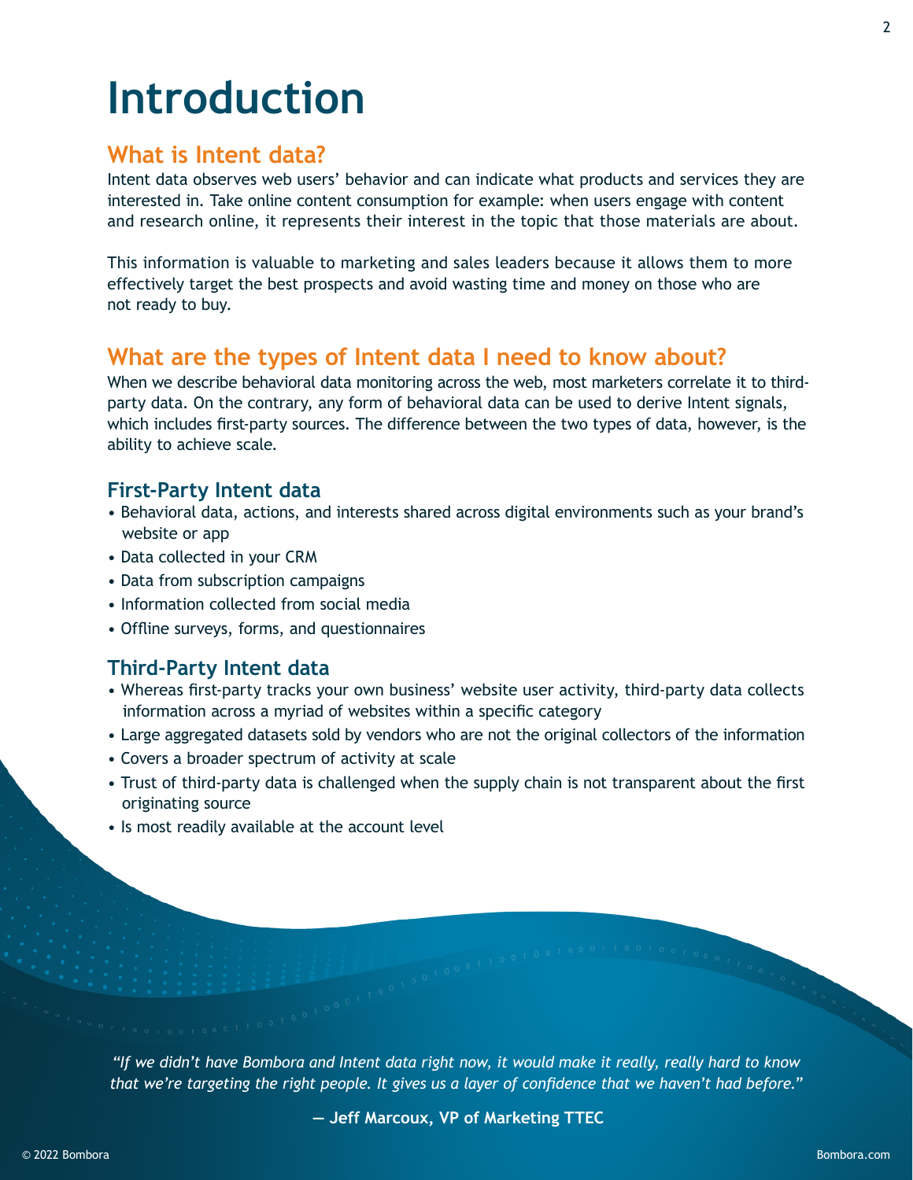# Introduction

## What is Intent data?

Intent data observes web users' behavior and can indicate what products and services they are interested in. Take online content consumption for example: when users engage with content and research online, it represents their interest in the topic that those materials are about.

This information is valuable to marketing and sales leaders because it allows them to more effectively target the best prospects and avoid wasting time and money on those who are not ready to buy.

## What are the types of Intent data I need to know about?

When we describe behavioral data monitoring across the web, most marketers correlate it to third-party data. On the contrary, any form of behavioral data can be used to derive Intent signals, which includes first-party sources. The difference between the two types of data, however, is the ability to achieve scale.

### First-Party Intent data

- Behavioral data, actions, and interests shared across digital environments such as your brand's website or app
- Data collected in your CRM
- Data from subscription campaigns
- Information collected from social media
- Offline surveys, forms, and questionnaires

### Third-Party Intent data

- Whereas first-party tracks your own business' website user activity, third-party data collects information across a myriad of websites within a specific category
- Large aggregated datasets sold by vendors who are not the original collectors of the information
- Covers a broader spectrum of activity at scale
- Trust of third-party data is challenged when the supply chain is not transparent about the first originating source
- Is most readily available at the account level

*"If we didn't have Bombora and Intent data right now, it would make it really, really hard to know that we're targeting the right people. It gives us a layer of confidence that we haven't had before."*

**— Jeff Marcoux, VP of Marketing TTEC**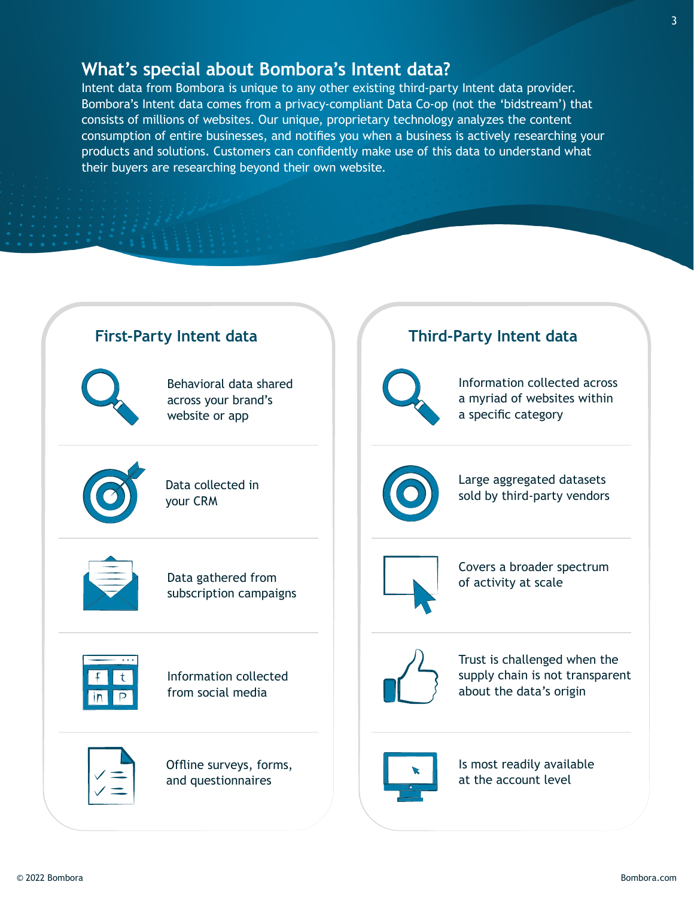## What's special about Bombora's Intent data?

Intent data from Bombora is unique to any other existing third-party Intent data provider. Bombora's Intent data comes from a privacy-compliant Data Co-op (not the 'bidstream') that consists of millions of websites. Our unique, proprietary technology analyzes the content consumption of entire businesses, and notifies you when a business is actively researching your products and solutions. Customers can confidently make use of this data to understand what their buyers are researching beyond their own website.

### First-Party Intent data

- Behavioral data shared across your brand's website or app
- Data collected in your CRM
- Data gathered from subscription campaigns
- Information collected from social media
- Offline surveys, forms, and questionnaires

### Third-Party Intent data

- Information collected across a myriad of websites within a specific category
- Large aggregated datasets sold by third-party vendors
- Covers a broader spectrum of activity at scale
- Trust is challenged when the supply chain is not transparent about the data's origin
- Is most readily available at the account level

© 2022 Bombora

Bombora.com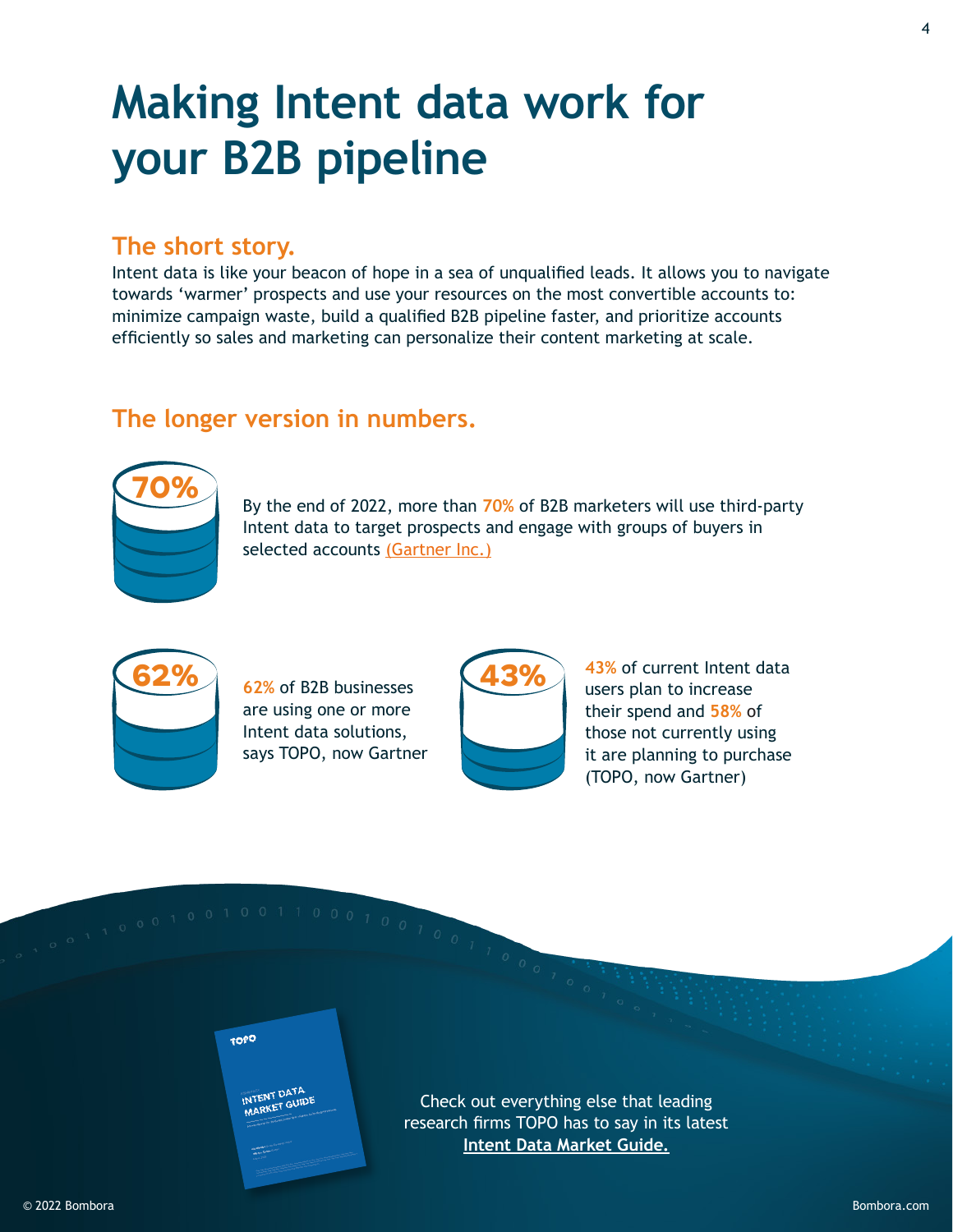# Making Intent data work for your B2B pipeline

## The short story.

Intent data is like your beacon of hope in a sea of unqualified leads. It allows you to navigate towards 'warmer' prospects and use your resources on the most convertible accounts to: minimize campaign waste, build a qualified B2B pipeline faster, and prioritize accounts efficiently so sales and marketing can personalize their content marketing at scale.

## The longer version in numbers.

**70%**

By the end of 2022, more than **70%** of B2B marketers will use third-party Intent data to target prospects and engage with groups of buyers in selected accounts (Gartner Inc.)

**62%**

**62%** of B2B businesses are using one or more Intent data solutions, says TOPO, now Gartner

**43%**

**43%** of current Intent data users plan to increase their spend and **58%** of those not currently using it are planning to purchase (TOPO, now Gartner)

Check out everything else that leading research firms TOPO has to say in its latest **Intent Data Market Guide.**

© 2022 Bombora

Bombora.com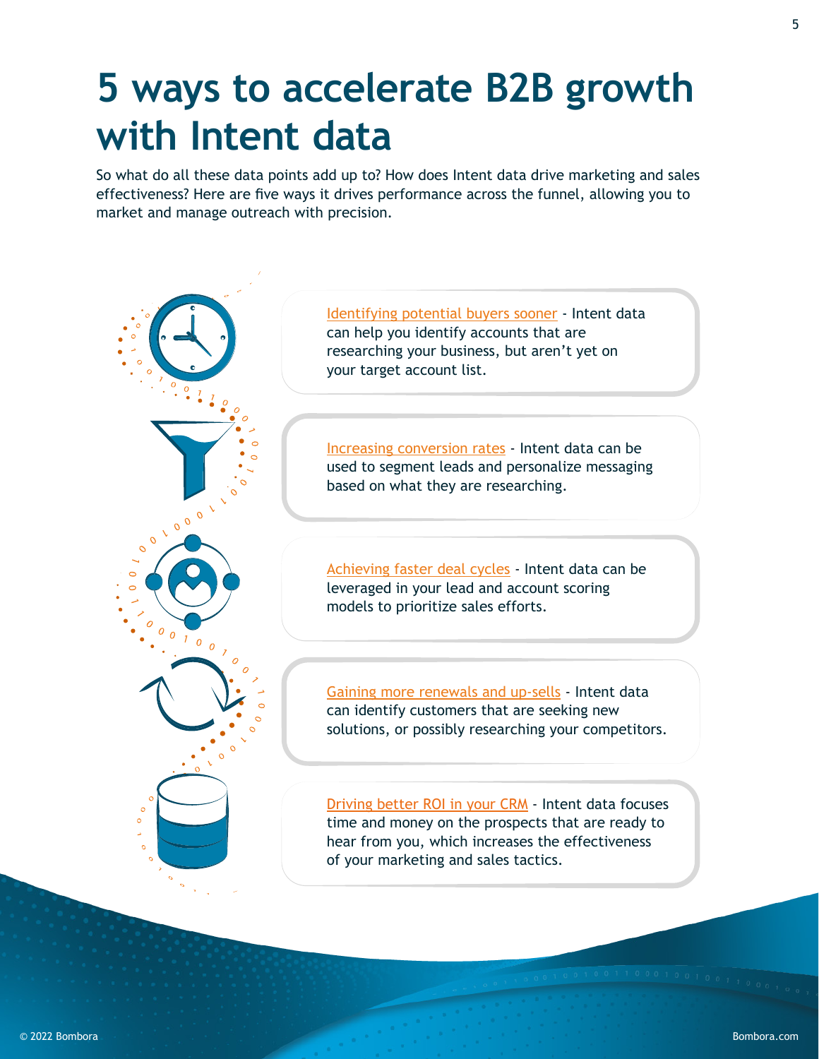# 5 ways to accelerate B2B growth with Intent data

So what do all these data points add up to? How does Intent data drive marketing and sales effectiveness? Here are five ways it drives performance across the funnel, allowing you to market and manage outreach with precision.

- Identifying potential buyers sooner - Intent data can help you identify accounts that are researching your business, but aren't yet on your target account list.

- Increasing conversion rates - Intent data can be used to segment leads and personalize messaging based on what they are researching.

- Achieving faster deal cycles - Intent data can be leveraged in your lead and account scoring models to prioritize sales efforts.

- Gaining more renewals and up-sells - Intent data can identify customers that are seeking new solutions, or possibly researching your competitors.

- Driving better ROI in your CRM - Intent data focuses time and money on the prospects that are ready to hear from you, which increases the effectiveness of your marketing and sales tactics.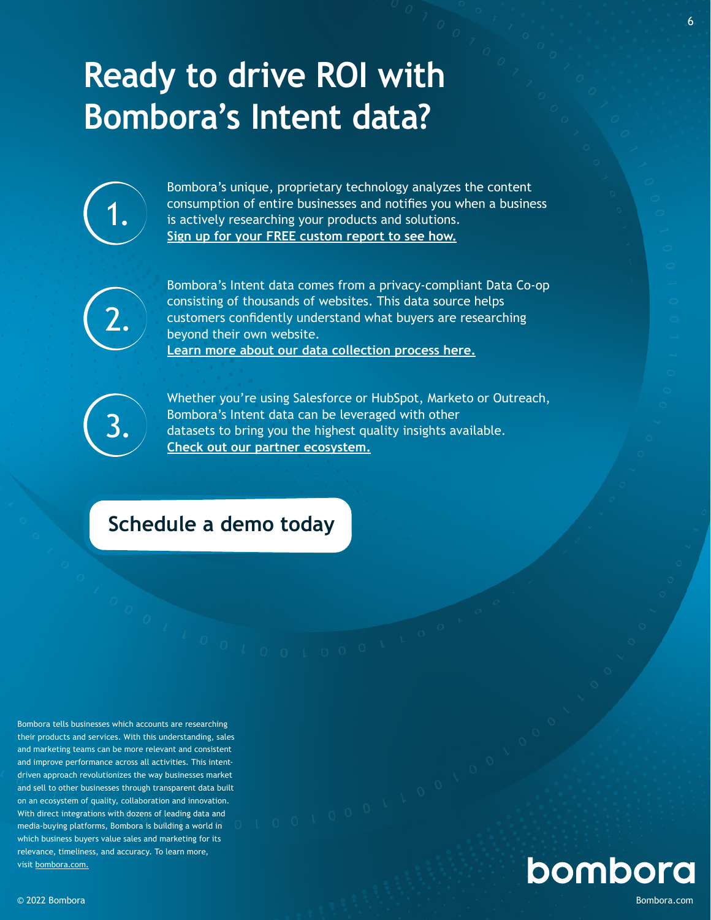# Ready to drive ROI with Bombora's Intent data?

1. Bombora's unique, proprietary technology analyzes the content consumption of entire businesses and notifies you when a business is actively researching your products and solutions.
   **Sign up for your FREE custom report to see how.**

2. Bombora's Intent data comes from a privacy-compliant Data Co-op consisting of thousands of websites. This data source helps customers confidently understand what buyers are researching beyond their own website.
   **Learn more about our data collection process here.**

3. Whether you're using Salesforce or HubSpot, Marketo or Outreach, Bombora's Intent data can be leveraged with other datasets to bring you the highest quality insights available.
   **Check out our partner ecosystem.**

**Schedule a demo today**

Bombora tells businesses which accounts are researching their products and services. With this understanding, sales and marketing teams can be more relevant and consistent and improve performance across all activities. This intent-driven approach revolutionizes the way businesses market and sell to other businesses through transparent data built on an ecosystem of quality, collaboration and innovation. With direct integrations with dozens of leading data and media-buying platforms, Bombora is building a world in which business buyers value sales and marketing for its relevance, timeliness, and accuracy. To learn more, visit bombora.com.

bombora

© 2022 Bombora

Bombora.com